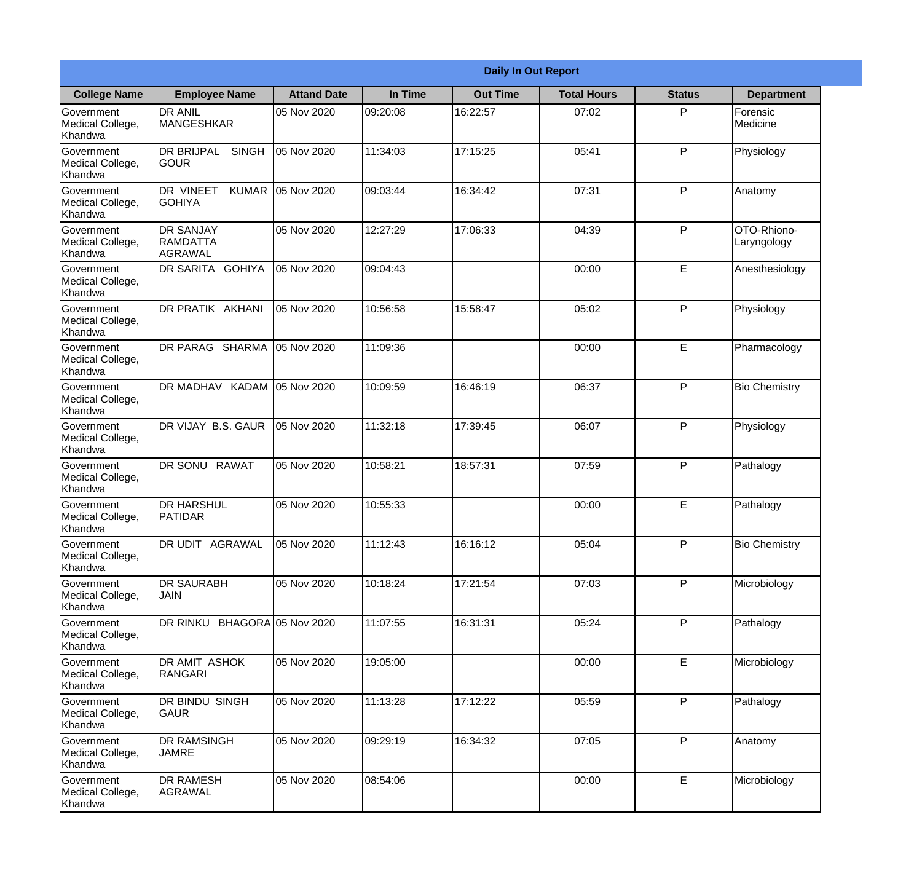| Daily In Out Report | | | | | | | |
|---|---|---|---|---|---|---|---|
| **College Name** | **Employee Name** | **Attand Date** | **In Time** | **Out Time** | **Total Hours** | **Status** | **Department** |
| Government Medical College, Khandwa | DR ANIL MANGESHKAR | 05 Nov 2020 | 09:20:08 | 16:22:57 | 07:02 | P | Forensic Medicine |
| Government Medical College, Khandwa | DR BRIJPAL SINGH GOUR | 05 Nov 2020 | 11:34:03 | 17:15:25 | 05:41 | P | Physiology |
| Government Medical College, Khandwa | DR VINEET KUMAR GOHIYA | 05 Nov 2020 | 09:03:44 | 16:34:42 | 07:31 | P | Anatomy |
| Government Medical College, Khandwa | DR SANJAY RAMDATTA AGRAWAL | 05 Nov 2020 | 12:27:29 | 17:06:33 | 04:39 | P | OTO-Rhiono-Laryngology |
| Government Medical College, Khandwa | DR SARITA GOHIYA | 05 Nov 2020 | 09:04:43 | | 00:00 | E | Anesthesiology |
| Government Medical College, Khandwa | DR PRATIK AKHANI | 05 Nov 2020 | 10:56:58 | 15:58:47 | 05:02 | P | Physiology |
| Government Medical College, Khandwa | DR PARAG SHARMA | 05 Nov 2020 | 11:09:36 | | 00:00 | E | Pharmacology |
| Government Medical College, Khandwa | DR MADHAV KADAM | 05 Nov 2020 | 10:09:59 | 16:46:19 | 06:37 | P | Bio Chemistry |
| Government Medical College, Khandwa | DR VIJAY B.S. GAUR | 05 Nov 2020 | 11:32:18 | 17:39:45 | 06:07 | P | Physiology |
| Government Medical College, Khandwa | DR SONU RAWAT | 05 Nov 2020 | 10:58:21 | 18:57:31 | 07:59 | P | Pathalogy |
| Government Medical College, Khandwa | DR HARSHUL PATIDAR | 05 Nov 2020 | 10:55:33 | | 00:00 | E | Pathalogy |
| Government Medical College, Khandwa | DR UDIT AGRAWAL | 05 Nov 2020 | 11:12:43 | 16:16:12 | 05:04 | P | Bio Chemistry |
| Government Medical College, Khandwa | DR SAURABH JAIN | 05 Nov 2020 | 10:18:24 | 17:21:54 | 07:03 | P | Microbiology |
| Government Medical College, Khandwa | DR RINKU BHAGORA | 05 Nov 2020 | 11:07:55 | 16:31:31 | 05:24 | P | Pathalogy |
| Government Medical College, Khandwa | DR AMIT ASHOK RANGARI | 05 Nov 2020 | 19:05:00 | | 00:00 | E | Microbiology |
| Government Medical College, Khandwa | DR BINDU SINGH GAUR | 05 Nov 2020 | 11:13:28 | 17:12:22 | 05:59 | P | Pathalogy |
| Government Medical College, Khandwa | DR RAMSINGH JAMRE | 05 Nov 2020 | 09:29:19 | 16:34:32 | 07:05 | P | Anatomy |
| Government Medical College, Khandwa | DR RAMESH AGRAWAL | 05 Nov 2020 | 08:54:06 | | 00:00 | E | Microbiology |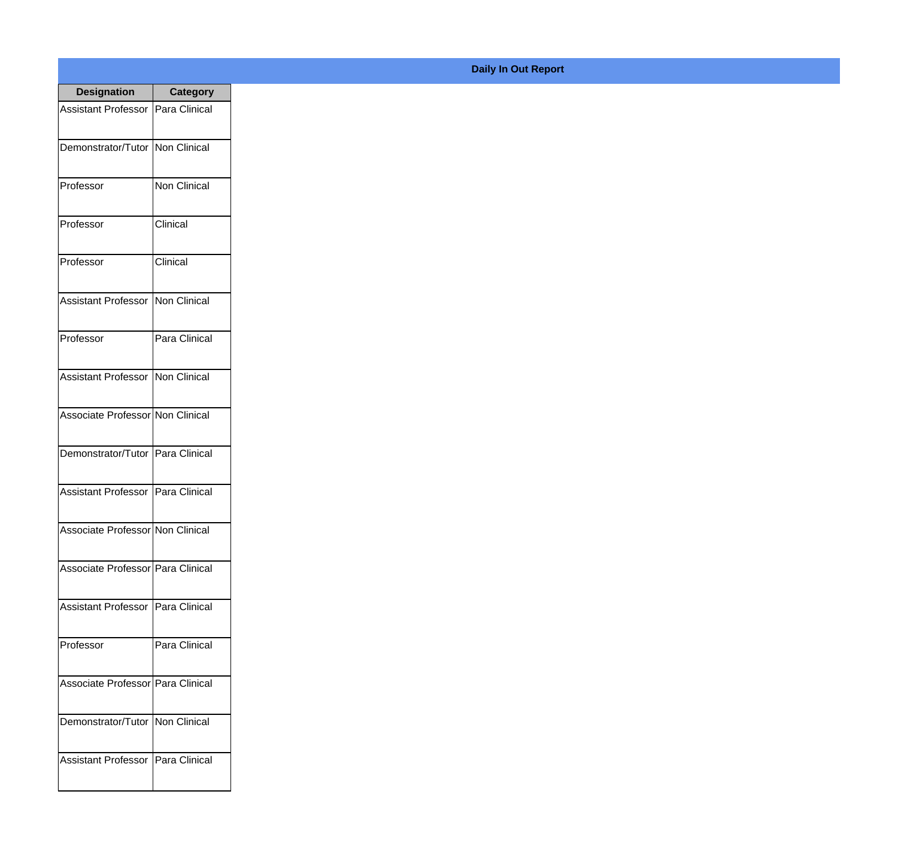**Daily In Out Report**

| Designation | Category |
|---|---|
| Assistant Professor | Para Clinical |
| Demonstrator/Tutor | Non Clinical |
| Professor | Non Clinical |
| Professor | Clinical |
| Professor | Clinical |
| Assistant Professor | Non Clinical |
| Professor | Para Clinical |
| Assistant Professor | Non Clinical |
| Associate Professor | Non Clinical |
| Demonstrator/Tutor | Para Clinical |
| Assistant Professor | Para Clinical |
| Associate Professor | Non Clinical |
| Associate Professor | Para Clinical |
| Assistant Professor | Para Clinical |
| Professor | Para Clinical |
| Associate Professor | Para Clinical |
| Demonstrator/Tutor | Non Clinical |
| Assistant Professor | Para Clinical |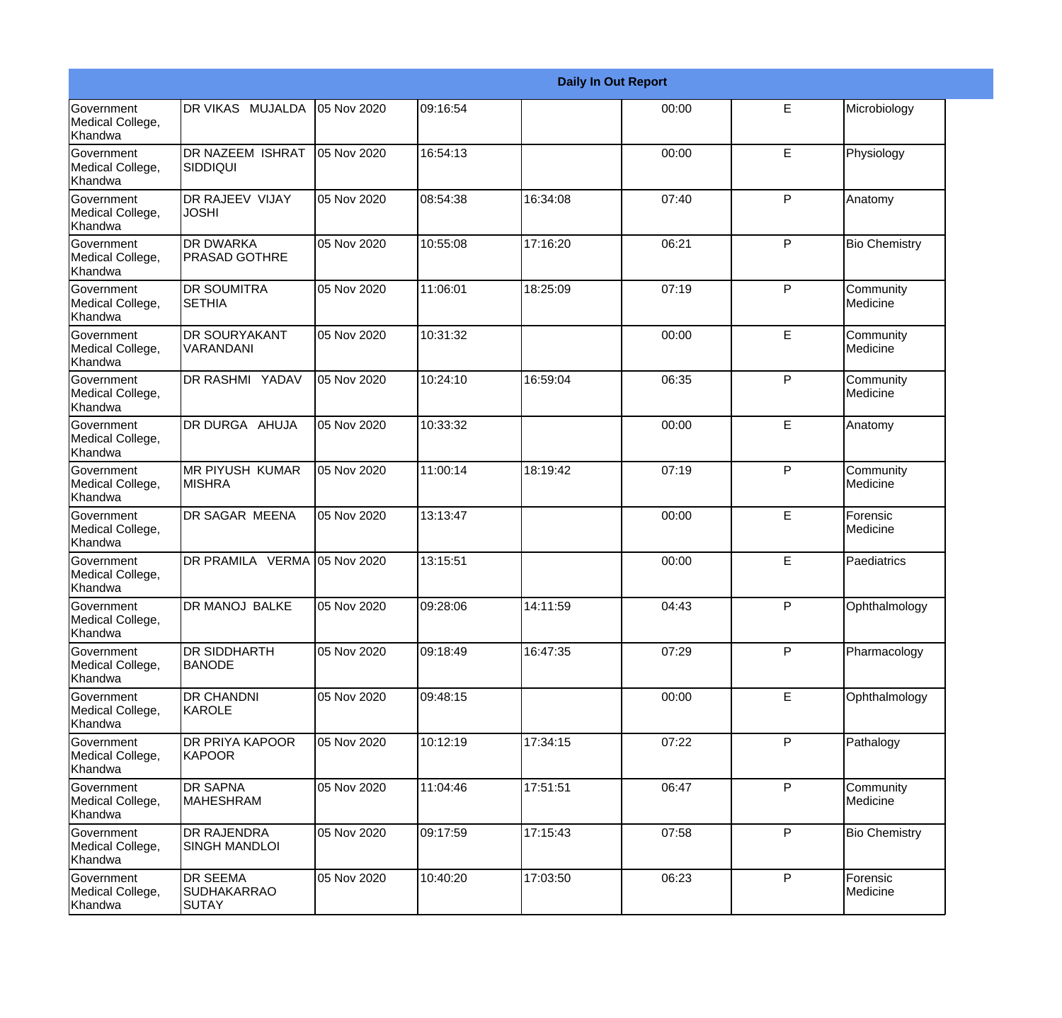| Daily In Out Report | | | | | | | |
|---|---|---|---|---|---|---|---|
| Government Medical College, Khandwa | DR VIKAS MUJALDA | 05 Nov 2020 | 09:16:54 | | 00:00 | E | Microbiology |
| Government Medical College, Khandwa | DR NAZEEM ISHRAT SIDDIQUI | 05 Nov 2020 | 16:54:13 | | 00:00 | E | Physiology |
| Government Medical College, Khandwa | DR RAJEEV VIJAY JOSHI | 05 Nov 2020 | 08:54:38 | 16:34:08 | 07:40 | P | Anatomy |
| Government Medical College, Khandwa | DR DWARKA PRASAD GOTHRE | 05 Nov 2020 | 10:55:08 | 17:16:20 | 06:21 | P | Bio Chemistry |
| Government Medical College, Khandwa | DR SOUMITRA SETHIA | 05 Nov 2020 | 11:06:01 | 18:25:09 | 07:19 | P | Community Medicine |
| Government Medical College, Khandwa | DR SOURYAKANT VARANDANI | 05 Nov 2020 | 10:31:32 | | 00:00 | E | Community Medicine |
| Government Medical College, Khandwa | DR RASHMI YADAV | 05 Nov 2020 | 10:24:10 | 16:59:04 | 06:35 | P | Community Medicine |
| Government Medical College, Khandwa | DR DURGA AHUJA | 05 Nov 2020 | 10:33:32 | | 00:00 | E | Anatomy |
| Government Medical College, Khandwa | MR PIYUSH KUMAR MISHRA | 05 Nov 2020 | 11:00:14 | 18:19:42 | 07:19 | P | Community Medicine |
| Government Medical College, Khandwa | DR SAGAR MEENA | 05 Nov 2020 | 13:13:47 | | 00:00 | E | Forensic Medicine |
| Government Medical College, Khandwa | DR PRAMILA VERMA | 05 Nov 2020 | 13:15:51 | | 00:00 | E | Paediatrics |
| Government Medical College, Khandwa | DR MANOJ BALKE | 05 Nov 2020 | 09:28:06 | 14:11:59 | 04:43 | P | Ophthalmology |
| Government Medical College, Khandwa | DR SIDDHARTH BANODE | 05 Nov 2020 | 09:18:49 | 16:47:35 | 07:29 | P | Pharmacology |
| Government Medical College, Khandwa | DR CHANDNI KAROLE | 05 Nov 2020 | 09:48:15 | | 00:00 | E | Ophthalmology |
| Government Medical College, Khandwa | DR PRIYA KAPOOR KAPOOR | 05 Nov 2020 | 10:12:19 | 17:34:15 | 07:22 | P | Pathalogy |
| Government Medical College, Khandwa | DR SAPNA MAHESHRAM | 05 Nov 2020 | 11:04:46 | 17:51:51 | 06:47 | P | Community Medicine |
| Government Medical College, Khandwa | DR RAJENDRA SINGH MANDLOI | 05 Nov 2020 | 09:17:59 | 17:15:43 | 07:58 | P | Bio Chemistry |
| Government Medical College, Khandwa | DR SEEMA SUDHAKARRAO SUTAY | 05 Nov 2020 | 10:40:20 | 17:03:50 | 06:23 | P | Forensic Medicine |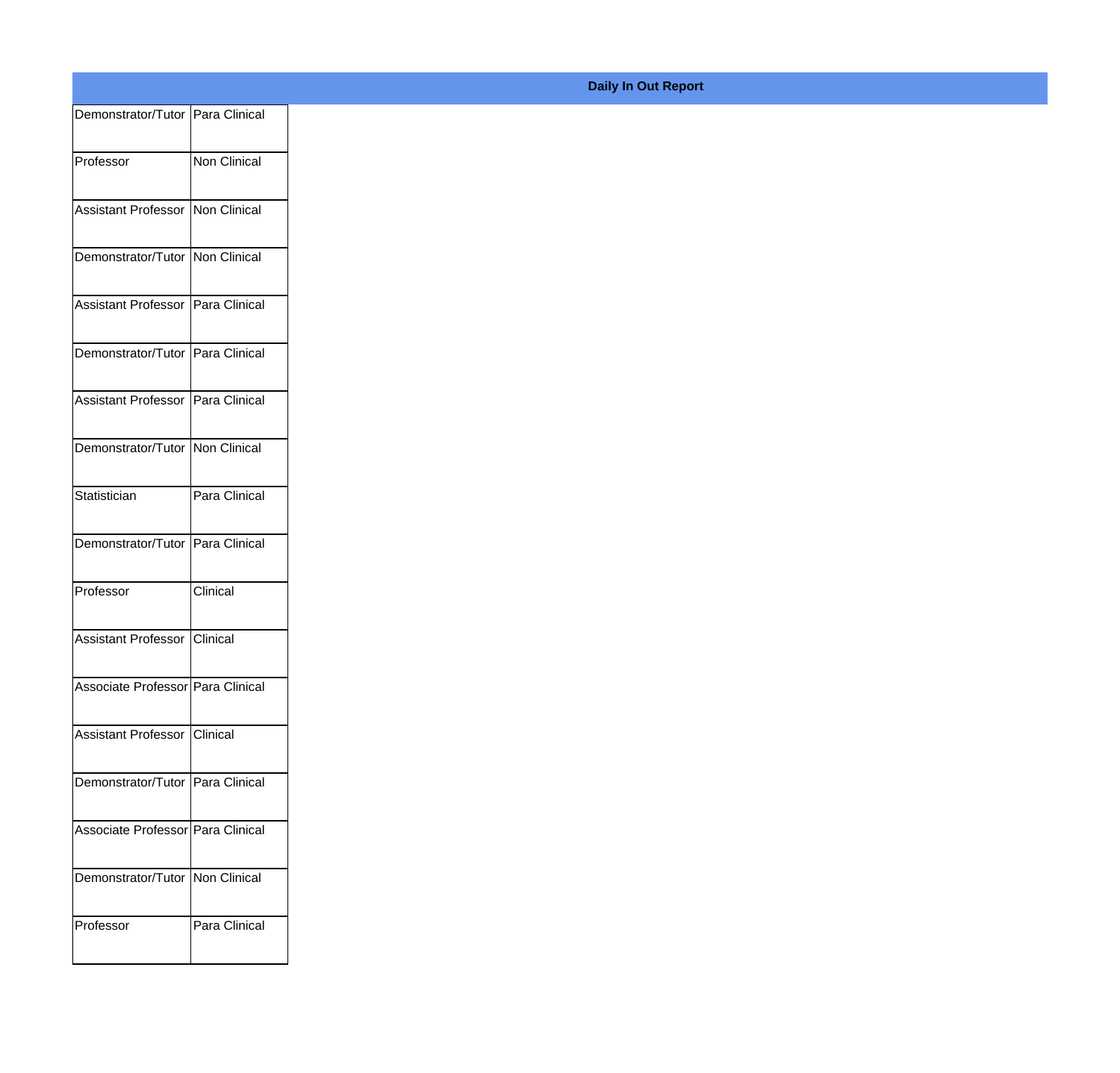**Daily In Out Report**

| | |
|---|---|
| Demonstrator/Tutor | Para Clinical |
| Professor | Non Clinical |
| Assistant Professor | Non Clinical |
| Demonstrator/Tutor | Non Clinical |
| Assistant Professor | Para Clinical |
| Demonstrator/Tutor | Para Clinical |
| Assistant Professor | Para Clinical |
| Demonstrator/Tutor | Non Clinical |
| Statistician | Para Clinical |
| Demonstrator/Tutor | Para Clinical |
| Professor | Clinical |
| Assistant Professor | Clinical |
| Associate Professor | Para Clinical |
| Assistant Professor | Clinical |
| Demonstrator/Tutor | Para Clinical |
| Associate Professor | Para Clinical |
| Demonstrator/Tutor | Non Clinical |
| Professor | Para Clinical |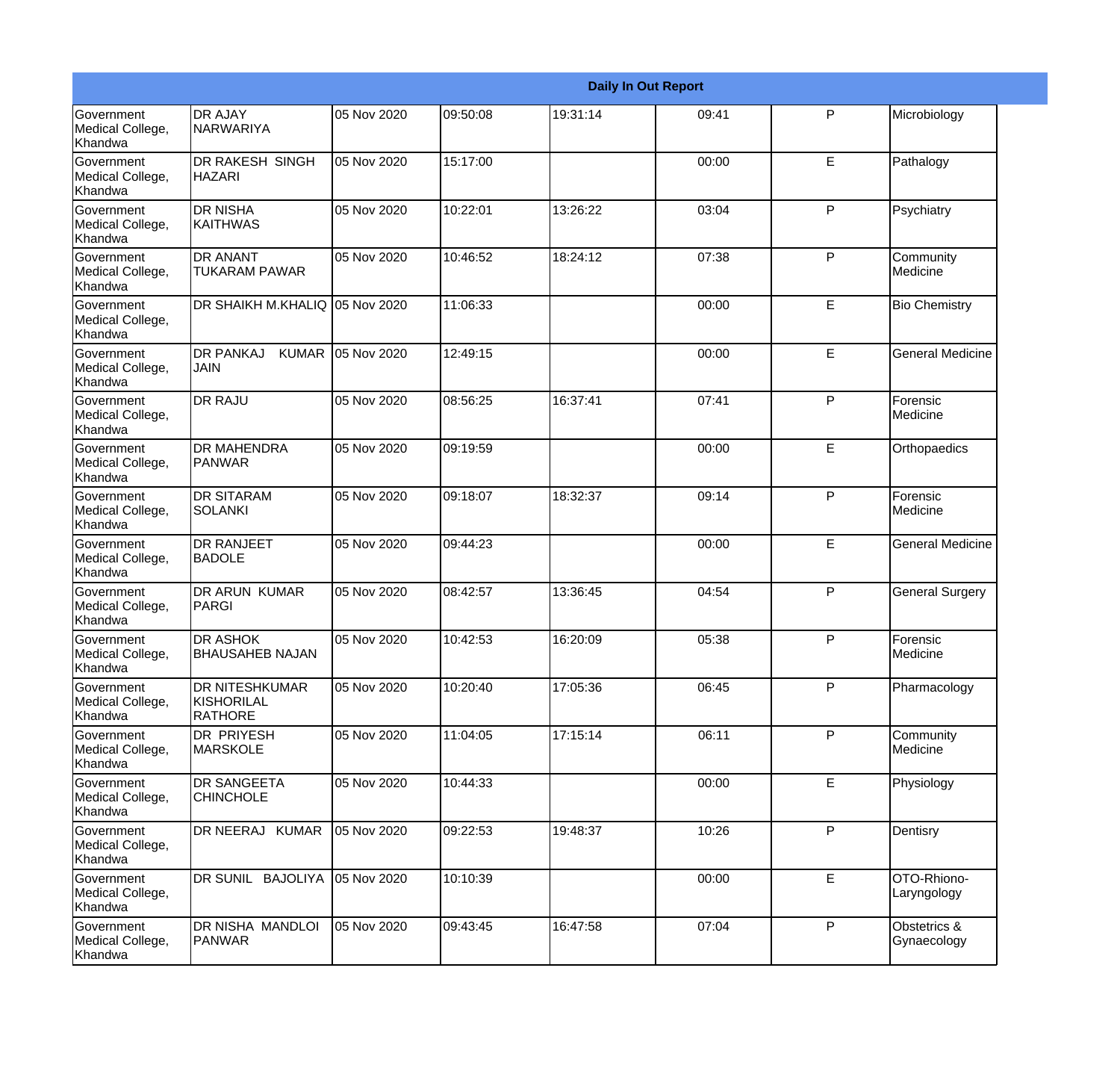| Daily In Out Report | | | | | | | |
|---|---|---|---|---|---|---|---|
| Government Medical College, Khandwa | DR AJAY NARWARIYA | 05 Nov 2020 | 09:50:08 | 19:31:14 | 09:41 | P | Microbiology |
| Government Medical College, Khandwa | DR RAKESH SINGH HAZARI | 05 Nov 2020 | 15:17:00 | | 00:00 | E | Pathalogy |
| Government Medical College, Khandwa | DR NISHA KAITHWAS | 05 Nov 2020 | 10:22:01 | 13:26:22 | 03:04 | P | Psychiatry |
| Government Medical College, Khandwa | DR ANANT TUKARAM PAWAR | 05 Nov 2020 | 10:46:52 | 18:24:12 | 07:38 | P | Community Medicine |
| Government Medical College, Khandwa | DR SHAIKH M.KHALIQ | 05 Nov 2020 | 11:06:33 | | 00:00 | E | Bio Chemistry |
| Government Medical College, Khandwa | DR PANKAJ KUMAR JAIN | 05 Nov 2020 | 12:49:15 | | 00:00 | E | General Medicine |
| Government Medical College, Khandwa | DR RAJU | 05 Nov 2020 | 08:56:25 | 16:37:41 | 07:41 | P | Forensic Medicine |
| Government Medical College, Khandwa | DR MAHENDRA PANWAR | 05 Nov 2020 | 09:19:59 | | 00:00 | E | Orthopaedics |
| Government Medical College, Khandwa | DR SITARAM SOLANKI | 05 Nov 2020 | 09:18:07 | 18:32:37 | 09:14 | P | Forensic Medicine |
| Government Medical College, Khandwa | DR RANJEET BADOLE | 05 Nov 2020 | 09:44:23 | | 00:00 | E | General Medicine |
| Government Medical College, Khandwa | DR ARUN KUMAR PARGI | 05 Nov 2020 | 08:42:57 | 13:36:45 | 04:54 | P | General Surgery |
| Government Medical College, Khandwa | DR ASHOK BHAUSAHEB NAJAN | 05 Nov 2020 | 10:42:53 | 16:20:09 | 05:38 | P | Forensic Medicine |
| Government Medical College, Khandwa | DR NITESHKUMAR KISHORILAL RATHORE | 05 Nov 2020 | 10:20:40 | 17:05:36 | 06:45 | P | Pharmacology |
| Government Medical College, Khandwa | DR PRIYESH MARSKOLE | 05 Nov 2020 | 11:04:05 | 17:15:14 | 06:11 | P | Community Medicine |
| Government Medical College, Khandwa | DR SANGEETA CHINCHOLE | 05 Nov 2020 | 10:44:33 | | 00:00 | E | Physiology |
| Government Medical College, Khandwa | DR NEERAJ KUMAR | 05 Nov 2020 | 09:22:53 | 19:48:37 | 10:26 | P | Dentisry |
| Government Medical College, Khandwa | DR SUNIL BAJOLIYA | 05 Nov 2020 | 10:10:39 | | 00:00 | E | OTO-Rhiono-Laryngology |
| Government Medical College, Khandwa | DR NISHA MANDLOI PANWAR | 05 Nov 2020 | 09:43:45 | 16:47:58 | 07:04 | P | Obstetrics & Gynaecology |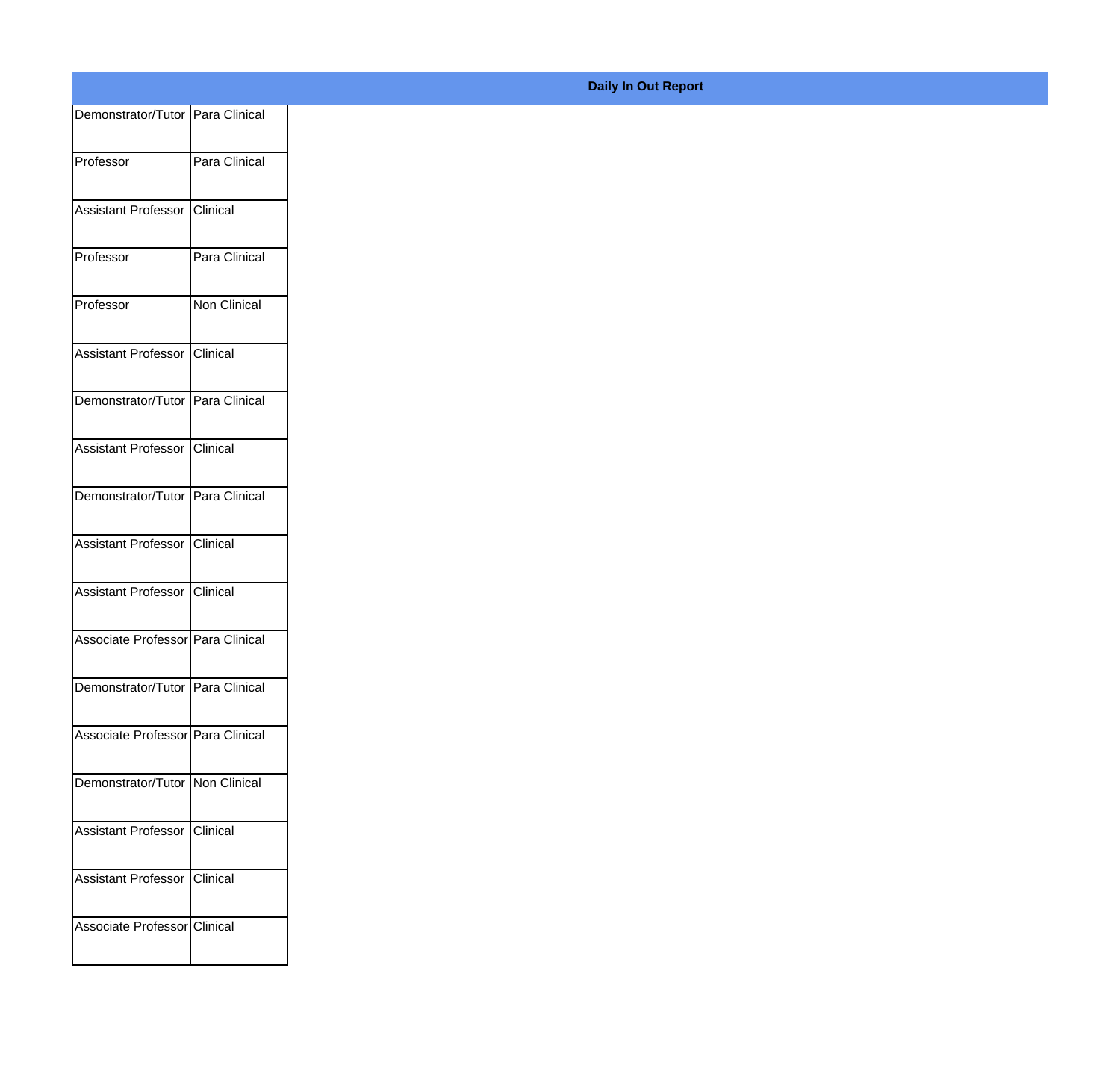**Daily In Out Report**

| | |
|---|---|
| Demonstrator/Tutor | Para Clinical |
| Professor | Para Clinical |
| Assistant Professor | Clinical |
| Professor | Para Clinical |
| Professor | Non Clinical |
| Assistant Professor | Clinical |
| Demonstrator/Tutor | Para Clinical |
| Assistant Professor | Clinical |
| Demonstrator/Tutor | Para Clinical |
| Assistant Professor | Clinical |
| Assistant Professor | Clinical |
| Associate Professor | Para Clinical |
| Demonstrator/Tutor | Para Clinical |
| Associate Professor | Para Clinical |
| Demonstrator/Tutor | Non Clinical |
| Assistant Professor | Clinical |
| Assistant Professor | Clinical |
| Associate Professor | Clinical |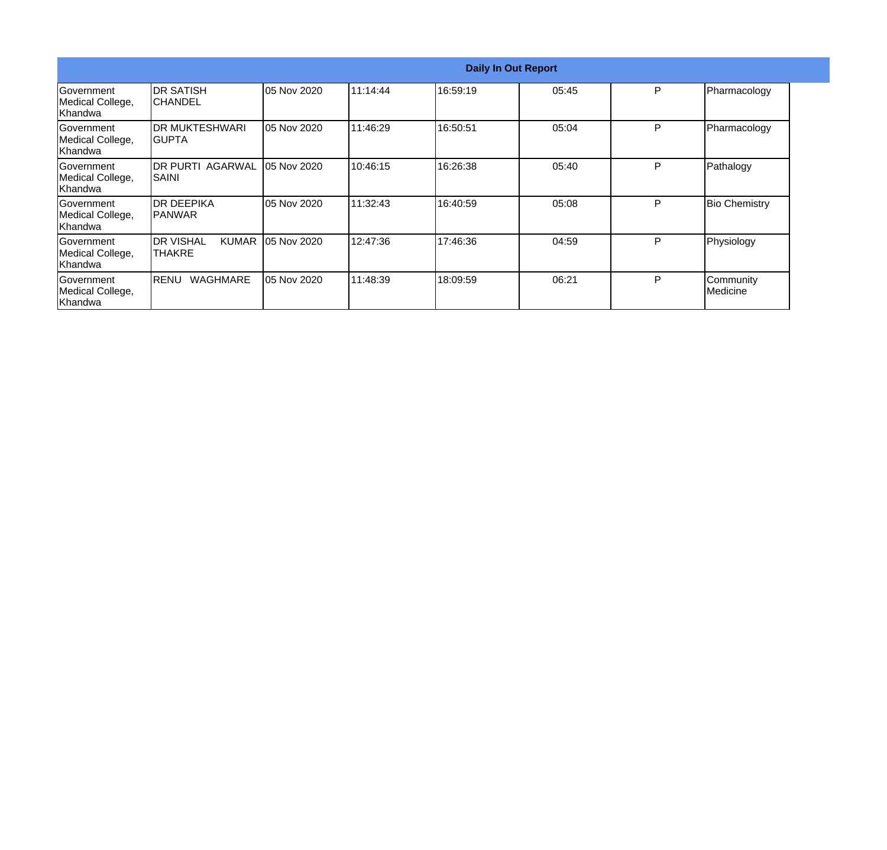| Daily In Out Report | | | | | | | |
|---|---|---|---|---|---|---|---|
| Government Medical College, Khandwa | DR SATISH CHANDEL | 05 Nov 2020 | 11:14:44 | 16:59:19 | 05:45 | P | Pharmacology |
| Government Medical College, Khandwa | DR MUKTESHWARI GUPTA | 05 Nov 2020 | 11:46:29 | 16:50:51 | 05:04 | P | Pharmacology |
| Government Medical College, Khandwa | DR PURTI AGARWAL SAINI | 05 Nov 2020 | 10:46:15 | 16:26:38 | 05:40 | P | Pathalogy |
| Government Medical College, Khandwa | DR DEEPIKA PANWAR | 05 Nov 2020 | 11:32:43 | 16:40:59 | 05:08 | P | Bio Chemistry |
| Government Medical College, Khandwa | DR VISHAL KUMAR THAKRE | 05 Nov 2020 | 12:47:36 | 17:46:36 | 04:59 | P | Physiology |
| Government Medical College, Khandwa | RENU WAGHMARE | 05 Nov 2020 | 11:48:39 | 18:09:59 | 06:21 | P | Community Medicine |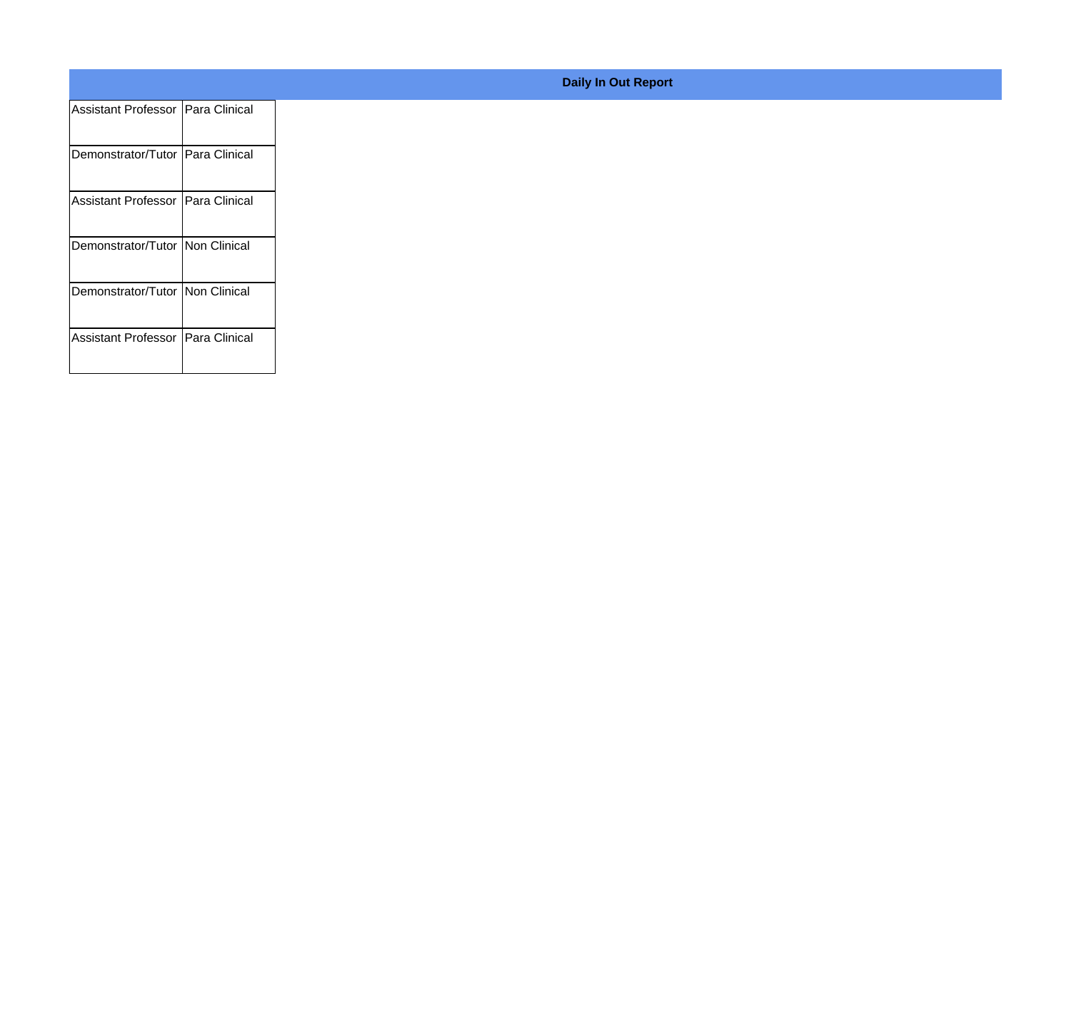**Daily In Out Report**

| | |
|---|---|
| Assistant Professor | Para Clinical |
| Demonstrator/Tutor | Para Clinical |
| Assistant Professor | Para Clinical |
| Demonstrator/Tutor | Non Clinical |
| Demonstrator/Tutor | Non Clinical |
| Assistant Professor | Para Clinical |